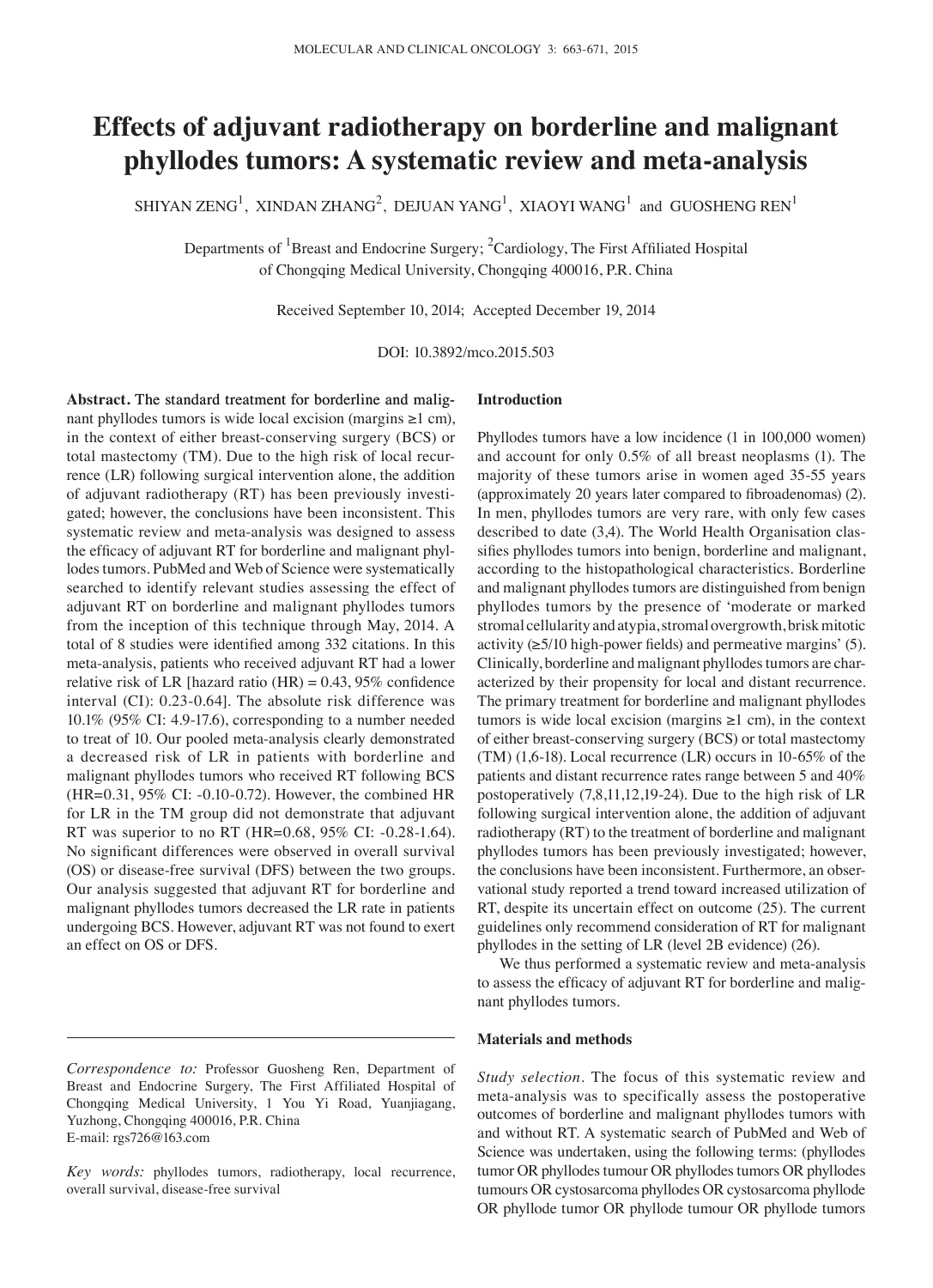# Effects of adjuvant radiotherapy on borderline and malignant phyllodes tumors: A systematic review and meta-analysis

SHIYAN ZENG[1], XINDAN ZHANG[2], DEJUAN YANG[1], XIAOYI WANG[1] and GUOSHENG REN[1]

Departments of [1]Breast and Endocrine Surgery; [2]Cardiology, The First Affiliated Hospital of Chongqing Medical University, Chongqing 400016, P.R. China

Received September 10, 2014; Accepted December 19, 2014

DOI: 10.3892/mco.2015.503

**Abstract.** The standard treatment for borderline and malignant phyllodes tumors is wide local excision (margins ≥1 cm), in the context of either breast-conserving surgery (BCS) or total mastectomy (TM). Due to the high risk of local recurrence (LR) following surgical intervention alone, the addition of adjuvant radiotherapy (RT) has been previously investigated; however, the conclusions have been inconsistent. This systematic review and meta-analysis was designed to assess the efficacy of adjuvant RT for borderline and malignant phyllodes tumors. PubMed and Web of Science were systematically searched to identify relevant studies assessing the effect of adjuvant RT on borderline and malignant phyllodes tumors from the inception of this technique through May, 2014. A total of 8 studies were identified among 332 citations. In this meta-analysis, patients who received adjuvant RT had a lower relative risk of LR [hazard ratio (HR) = 0.43, 95% confidence interval (CI): 0.23-0.64]. The absolute risk difference was 10.1% (95% CI: 4.9-17.6), corresponding to a number needed to treat of 10. Our pooled meta-analysis clearly demonstrated a decreased risk of LR in patients with borderline and malignant phyllodes tumors who received RT following BCS (HR=0.31, 95% CI: -0.10-0.72). However, the combined HR for LR in the TM group did not demonstrate that adjuvant RT was superior to no RT (HR=0.68, 95% CI: -0.28-1.64). No significant differences were observed in overall survival (OS) or disease-free survival (DFS) between the two groups. Our analysis suggested that adjuvant RT for borderline and malignant phyllodes tumors decreased the LR rate in patients undergoing BCS. However, adjuvant RT was not found to exert an effect on OS or DFS.

*Correspondence to:* Professor Guosheng Ren, Department of Breast and Endocrine Surgery, The First Affiliated Hospital of Chongqing Medical University, 1 You Yi Road, Yuanjiagang, Yuzhong, Chongqing 400016, P.R. China
E-mail: rgs726@163.com

*Key words:* phyllodes tumors, radiotherapy, local recurrence, overall survival, disease-free survival

## Introduction

Phyllodes tumors have a low incidence (1 in 100,000 women) and account for only 0.5% of all breast neoplasms (1). The majority of these tumors arise in women aged 35-55 years (approximately 20 years later compared to fibroadenomas) (2). In men, phyllodes tumors are very rare, with only few cases described to date (3,4). The World Health Organisation classifies phyllodes tumors into benign, borderline and malignant, according to the histopathological characteristics. Borderline and malignant phyllodes tumors are distinguished from benign phyllodes tumors by the presence of 'moderate or marked stromal cellularity and atypia, stromal overgrowth, brisk mitotic activity (≥5/10 high-power fields) and permeative margins' (5). Clinically, borderline and malignant phyllodes tumors are characterized by their propensity for local and distant recurrence. The primary treatment for borderline and malignant phyllodes tumors is wide local excision (margins ≥1 cm), in the context of either breast-conserving surgery (BCS) or total mastectomy (TM) (1,6-18). Local recurrence (LR) occurs in 10-65% of the patients and distant recurrence rates range between 5 and 40% postoperatively (7,8,11,12,19-24). Due to the high risk of LR following surgical intervention alone, the addition of adjuvant radiotherapy (RT) to the treatment of borderline and malignant phyllodes tumors has been previously investigated; however, the conclusions have been inconsistent. Furthermore, an observational study reported a trend toward increased utilization of RT, despite its uncertain effect on outcome (25). The current guidelines only recommend consideration of RT for malignant phyllodes in the setting of LR (level 2B evidence) (26).

We thus performed a systematic review and meta-analysis to assess the efficacy of adjuvant RT for borderline and malignant phyllodes tumors.

## Materials and methods

*Study selection.* The focus of this systematic review and meta-analysis was to specifically assess the postoperative outcomes of borderline and malignant phyllodes tumors with and without RT. A systematic search of PubMed and Web of Science was undertaken, using the following terms: (phyllodes tumor OR phyllodes tumour OR phyllodes tumors OR phyllodes tumours OR cystosarcoma phyllodes OR cystosarcoma phyllode OR phyllode tumor OR phyllode tumour OR phyllode tumors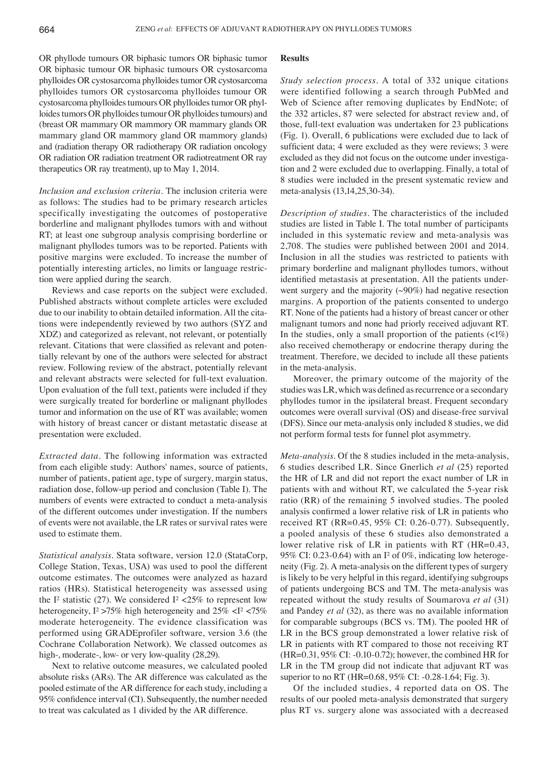OR phyllode tumours OR biphasic tumors OR biphasic tumor OR biphasic tumour OR biphasic tumours OR cystosarcoma phylloides OR cystosarcoma phylloides tumor OR cystosarcoma phylloides tumors OR cystosarcoma phylloides tumour OR cystosarcoma phylloides tumours OR phylloides tumor OR phylloides tumors OR phylloides tumour OR phylloides tumours) and (breast OR mammary OR mammory OR mammary glands OR mammary gland OR mammory gland OR mammory glands) and (radiation therapy OR radiotherapy OR radiation oncology OR radiation OR radiation treatment OR radiotreatment OR ray therapeutics OR ray treatment), up to May 1, 2014.

*Inclusion and exclusion criteria.* The inclusion criteria were as follows: The studies had to be primary research articles specifically investigating the outcomes of postoperative borderline and malignant phyllodes tumors with and without RT; at least one subgroup analysis comprising borderline or malignant phyllodes tumors was to be reported. Patients with positive margins were excluded. To increase the number of potentially interesting articles, no limits or language restriction were applied during the search.

Reviews and case reports on the subject were excluded. Published abstracts without complete articles were excluded due to our inability to obtain detailed information. All the citations were independently reviewed by two authors (SYZ and XDZ) and categorized as relevant, not relevant, or potentially relevant. Citations that were classified as relevant and potentially relevant by one of the authors were selected for abstract review. Following review of the abstract, potentially relevant and relevant abstracts were selected for full-text evaluation. Upon evaluation of the full text, patients were included if they were surgically treated for borderline or malignant phyllodes tumor and information on the use of RT was available; women with history of breast cancer or distant metastatic disease at presentation were excluded.

*Extracted data.* The following information was extracted from each eligible study: Authors' names, source of patients, number of patients, patient age, type of surgery, margin status, radiation dose, follow-up period and conclusion (Table I). The numbers of events were extracted to conduct a meta-analysis of the different outcomes under investigation. If the numbers of events were not available, the LR rates or survival rates were used to estimate them.

*Statistical analysis.* Stata software, version 12.0 (StataCorp, College Station, Texas, USA) was used to pool the different outcome estimates. The outcomes were analyzed as hazard ratios (HRs). Statistical heterogeneity was assessed using the $I^2$ statistic (27). We considered $I^2$ <25% to represent low heterogeneity, $I^2$ >75% high heterogeneity and 25% <$I^2$ <75% moderate heterogeneity. The evidence classification was performed using GRADEprofiler software, version 3.6 (the Cochrane Collaboration Network). We classed outcomes as high-, moderate-, low- or very low-quality (28,29).

Next to relative outcome measures, we calculated pooled absolute risks (ARs). The AR difference was calculated as the pooled estimate of the AR difference for each study, including a 95% confidence interval (CI). Subsequently, the number needed to treat was calculated as 1 divided by the AR difference.

## Results

*Study selection process.* A total of 332 unique citations were identified following a search through PubMed and Web of Science after removing duplicates by EndNote; of the 332 articles, 87 were selected for abstract review and, of those, full-text evaluation was undertaken for 23 publications (Fig. 1). Overall, 6 publications were excluded due to lack of sufficient data; 4 were excluded as they were reviews; 3 were excluded as they did not focus on the outcome under investigation and 2 were excluded due to overlapping. Finally, a total of 8 studies were included in the present systematic review and meta-analysis (13,14,25,30-34).

*Description of studies.* The characteristics of the included studies are listed in Table I. The total number of participants included in this systematic review and meta-analysis was 2,708. The studies were published between 2001 and 2014. Inclusion in all the studies was restricted to patients with primary borderline and malignant phyllodes tumors, without identified metastasis at presentation. All the patients underwent surgery and the majority (~90%) had negative resection margins. A proportion of the patients consented to undergo RT. None of the patients had a history of breast cancer or other malignant tumors and none had priorly received adjuvant RT. In the studies, only a small proportion of the patients (<1%) also received chemotherapy or endocrine therapy during the treatment. Therefore, we decided to include all these patients in the meta-analysis.

Moreover, the primary outcome of the majority of the studies was LR, which was defined as recurrence or a secondary phyllodes tumor in the ipsilateral breast. Frequent secondary outcomes were overall survival (OS) and disease-free survival (DFS). Since our meta-analysis only included 8 studies, we did not perform formal tests for funnel plot asymmetry.

*Meta-analysis.* Of the 8 studies included in the meta-analysis, 6 studies described LR. Since Gnerlich *et al* (25) reported the HR of LR and did not report the exact number of LR in patients with and without RT, we calculated the 5-year risk ratio (RR) of the remaining 5 involved studies. The pooled analysis confirmed a lower relative risk of LR in patients who received RT (RR=0.45, 95% CI: 0.26-0.77). Subsequently, a pooled analysis of these 6 studies also demonstrated a lower relative risk of LR in patients with RT (HR=0.43, 95% CI: 0.23-0.64) with an $I^2$ of 0%, indicating low heterogeneity (Fig. 2). A meta-analysis on the different types of surgery is likely to be very helpful in this regard, identifying subgroups of patients undergoing BCS and TM. The meta-analysis was repeated without the study results of Soumarova *et al* (31) and Pandey *et al* (32), as there was no available information for comparable subgroups (BCS vs. TM). The pooled HR of LR in the BCS group demonstrated a lower relative risk of LR in patients with RT compared to those not receiving RT (HR=0.31, 95% CI: -0.10-0.72); however, the combined HR for LR in the TM group did not indicate that adjuvant RT was superior to no RT (HR=0.68, 95% CI: -0.28-1.64; Fig. 3).

Of the included studies, 4 reported data on OS. The results of our pooled meta-analysis demonstrated that surgery plus RT vs. surgery alone was associated with a decreased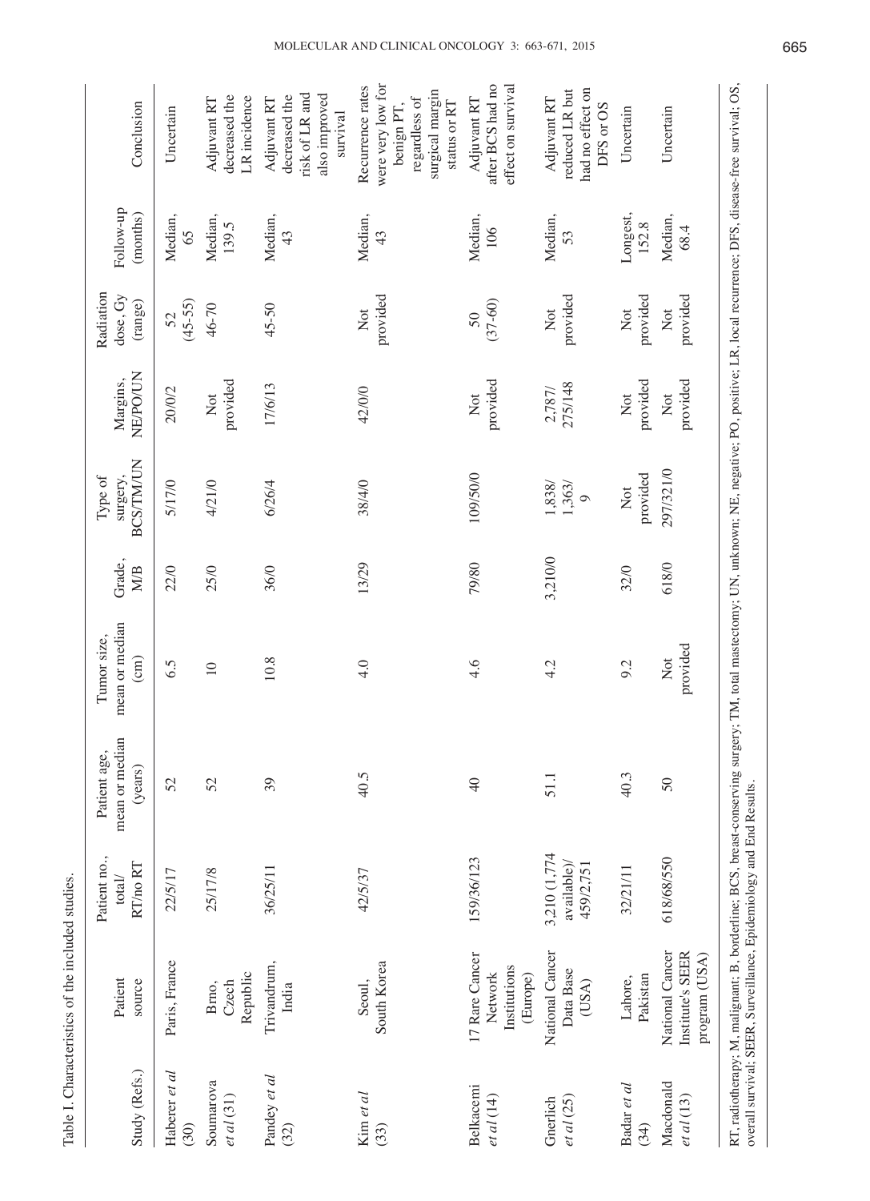Table I. Characteristics of the included studies.

| Study (Refs.) | Patient source | Patient no., total/ RT/no RT | Patient age, mean or median (years) | Tumor size, mean or median (cm) | Grade, M/B | Type of surgery, BCS/TM/UN | Margins, NE/PO/UN | Radiation dose, Gy (range) | Follow-up (months) | Conclusion |
|---|---|---|---|---|---|---|---|---|---|---|
| Haberer *et al* (30) | Paris, France | 22/5/17 | 52 | 6.5 | 22/0 | 5/17/0 | 20/0/2 | 52 (45-55) | Median, 65 | Uncertain |
| Soumarova *et al* (31) | Brno, Czech Republic | 25/17/8 | 52 | 10 | 25/0 | 4/21/0 | Not provided | 46-70 | Median, 139.5 | Adjuvant RT decreased the LR incidence |
| Pandey *et al* (32) | Trivandrum, India | 36/25/11 | 39 | 10.8 | 36/0 | 6/26/4 | 17/6/13 | 45-50 | Median, 43 | Adjuvant RT decreased the risk of LR and also improved survival |
| Kim *et al* (33) | Seoul, South Korea | 42/5/37 | 40.5 | 4.0 | 13/29 | 38/4/0 | 42/0/0 | Not provided | Median, 43 | Recurrence rates were very low for benign PT, regardless of surgical margin status or RT |
| Belkacemi *et al* (14) | 17 Rare Cancer Network Institutions (Europe) | 159/36/123 | 40 | 4.6 | 79/80 | 109/50/0 | Not provided | 50 (37-60) | Median, 106 | Adjuvant RT after BCS had no effect on survival |
| Gnerlich *et al* (25) | National Cancer Data Base (USA) | 3,210 (1,774 available)/ 459/2,751 | 51.1 | 4.2 | 3,210/0 | 1,838/ 1,363/ 9 | 2,787/ 275/148 | Not provided | Median, 53 | Adjuvant RT reduced LR but had no effect on DFS or OS |
| Badar *et al* (34) | Lahore, Pakistan | 32/21/11 | 40.3 | 9.2 | 32/0 | Not provided | Not provided | Not provided | Longest, 152.8 | Uncertain |
| Macdonald *et al* (13) | National Cancer Institute's SEER program (USA) | 618/68/550 | 50 | Not provided | 618/0 | 297/321/0 | Not provided | Not provided | Median, 68.4 | Uncertain |

RT, radiotherapy; M, malignant; B, borderline; BCS, breast-conserving surgery; TM, total mastectomy; UN, unknown; NE, negative; PO, positive; LR, local recurrence; DFS, disease-free survival; OS, overall survival; SEER, Surveillance, Epidemiology and End Results.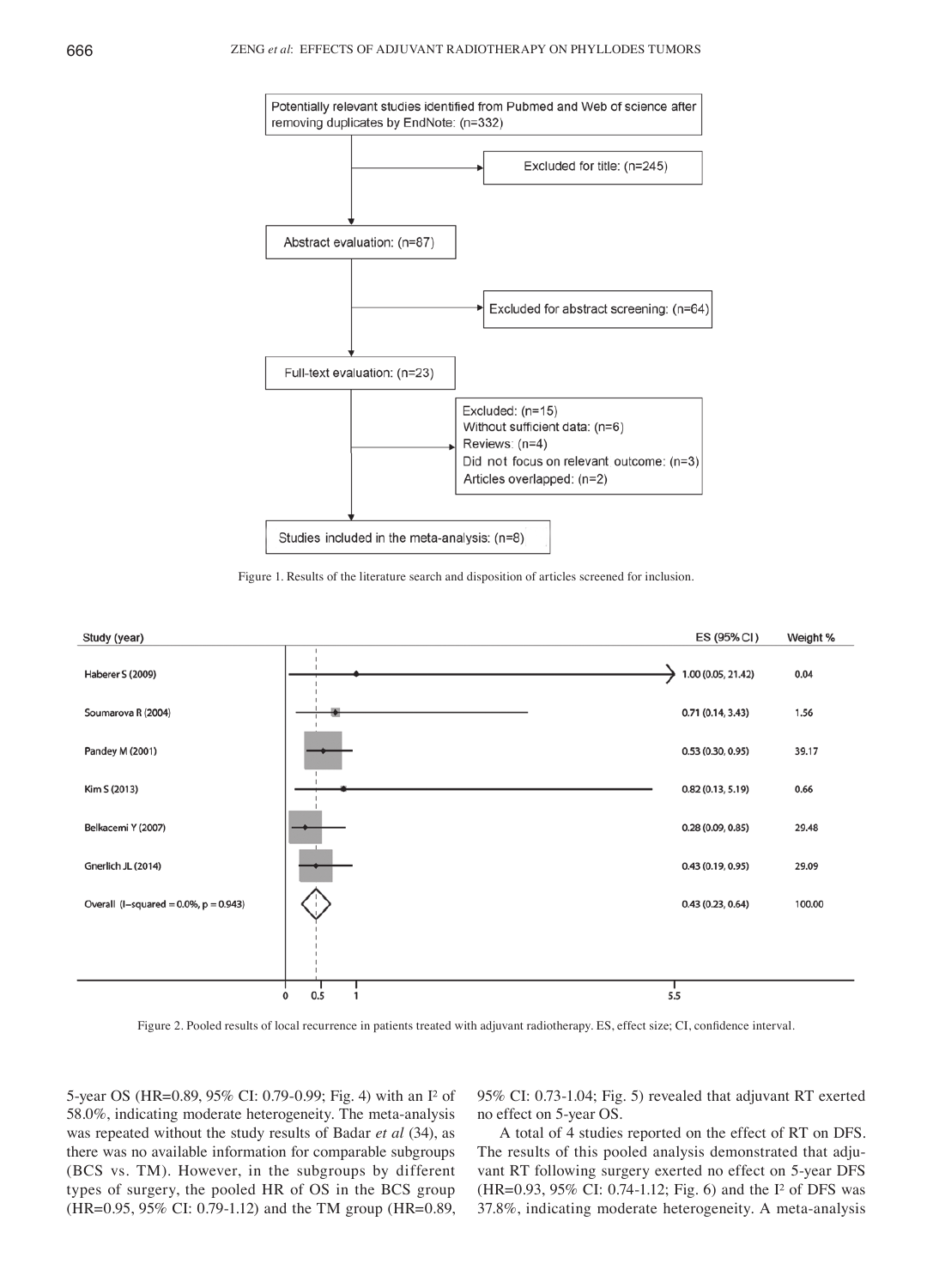Figure 1. Results of the literature search and disposition of articles screened for inclusion.

Figure 2. Pooled results of local recurrence in patients treated with adjuvant radiotherapy. ES, effect size; CI, confidence interval.

5-year OS (HR=0.89, 95% CI: 0.79-0.99; Fig. 4) with an $I^2$ of 58.0%, indicating moderate heterogeneity. The meta-analysis was repeated without the study results of Badar *et al* (34), as there was no available information for comparable subgroups (BCS vs. TM). However, in the subgroups by different types of surgery, the pooled HR of OS in the BCS group (HR=0.95, 95% CI: 0.79-1.12) and the TM group (HR=0.89, 95% CI: 0.73-1.04; Fig. 5) revealed that adjuvant RT exerted no effect on 5-year OS.

A total of 4 studies reported on the effect of RT on DFS. The results of this pooled analysis demonstrated that adjuvant RT following surgery exerted no effect on 5-year DFS (HR=0.93, 95% CI: 0.74-1.12; Fig. 6) and the $I^2$ of DFS was 37.8%, indicating moderate heterogeneity. A meta-analysis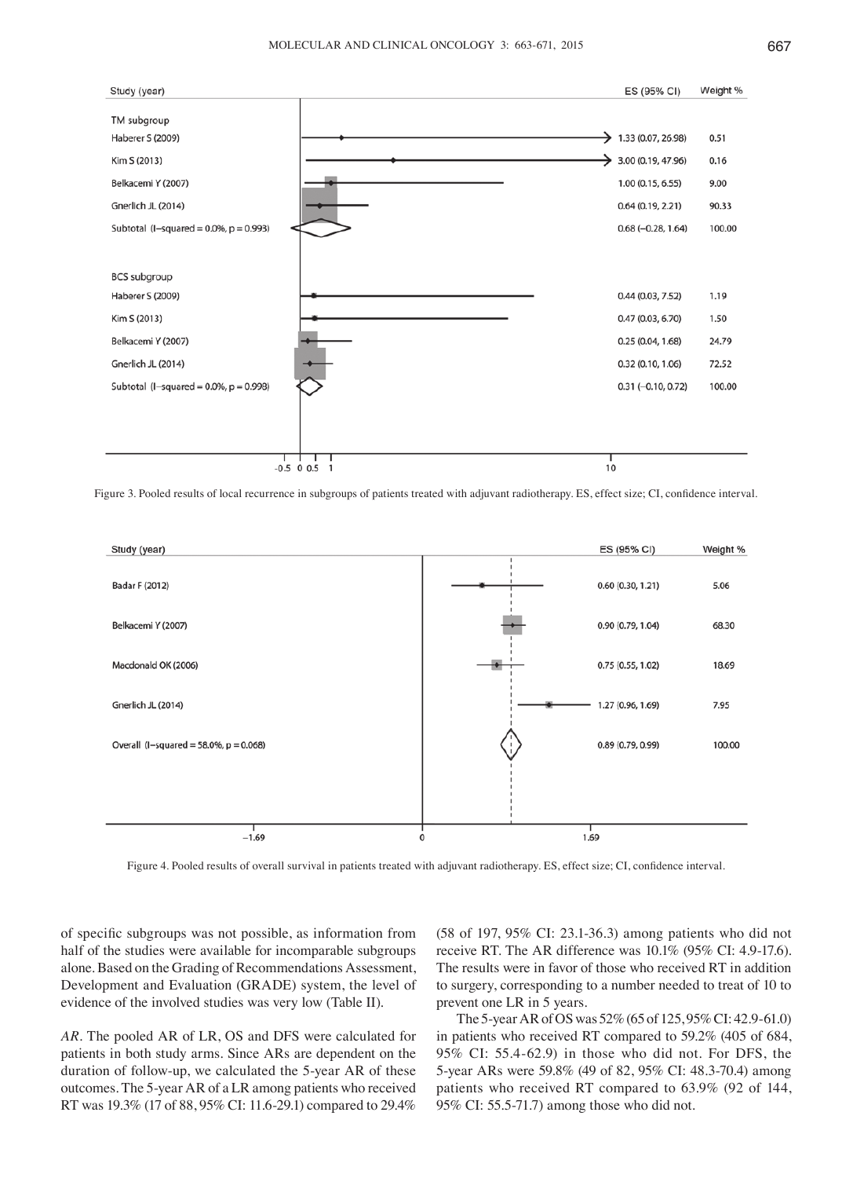| Study (year) | ES (95% CI) | Weight % |
|---|---|---|
| TM subgroup | | |
| Haberer S (2009) | 1.33 (0.07, 26.98) | 0.51 |
| Kim S (2013) | 3.00 (0.19, 47.96) | 0.16 |
| Belkacemi Y (2007) | 1.00 (0.15, 6.55) | 9.00 |
| Gnerlich JL (2014) | 0.64 (0.19, 2.21) | 90.33 |
| Subtotal (I–squared = 0.0%, p = 0.993) | 0.68 (–0.28, 1.64) | 100.00 |
| BCS subgroup | | |
| Haberer S (2009) | 0.44 (0.03, 7.52) | 1.19 |
| Kim S (2013) | 0.47 (0.03, 6.70) | 1.50 |
| Belkacemi Y (2007) | 0.25 (0.04, 1.68) | 24.79 |
| Gnerlich JL (2014) | 0.32 (0.10, 1.06) | 72.52 |
| Subtotal (I–squared = 0.0%, p = 0.998) | 0.31 (–0.10, 0.72) | 100.00 |

Figure 3. Pooled results of local recurrence in subgroups of patients treated with adjuvant radiotherapy. ES, effect size; CI, confidence interval.

| Study (year) | ES (95% CI) | Weight % |
|---|---|---|
| Badar F (2012) | 0.60 (0.30, 1.21) | 5.06 |
| Belkacemi Y (2007) | 0.90 (0.79, 1.04) | 68.30 |
| Macdonald OK (2006) | 0.75 (0.55, 1.02) | 18.69 |
| Gnerlich JL (2014) | 1.27 (0.96, 1.69) | 7.95 |
| Overall (I–squared = 58.0%, p = 0.068) | 0.89 (0.79, 0.99) | 100.00 |

Figure 4. Pooled results of overall survival in patients treated with adjuvant radiotherapy. ES, effect size; CI, confidence interval.

of specific subgroups was not possible, as information from half of the studies were available for incomparable subgroups alone. Based on the Grading of Recommendations Assessment, Development and Evaluation (GRADE) system, the level of evidence of the involved studies was very low (Table II).

*AR*. The pooled AR of LR, OS and DFS were calculated for patients in both study arms. Since ARs are dependent on the duration of follow-up, we calculated the 5-year AR of these outcomes. The 5-year AR of a LR among patients who received RT was 19.3% (17 of 88, 95% CI: 11.6-29.1) compared to 29.4% (58 of 197, 95% CI: 23.1-36.3) among patients who did not receive RT. The AR difference was 10.1% (95% CI: 4.9-17.6). The results were in favor of those who received RT in addition to surgery, corresponding to a number needed to treat of 10 to prevent one LR in 5 years.

The 5-year AR of OS was 52% (65 of 125, 95% CI: 42.9-61.0) in patients who received RT compared to 59.2% (405 of 684, 95% CI: 55.4-62.9) in those who did not. For DFS, the 5-year ARs were 59.8% (49 of 82, 95% CI: 48.3-70.4) among patients who received RT compared to 63.9% (92 of 144, 95% CI: 55.5-71.7) among those who did not.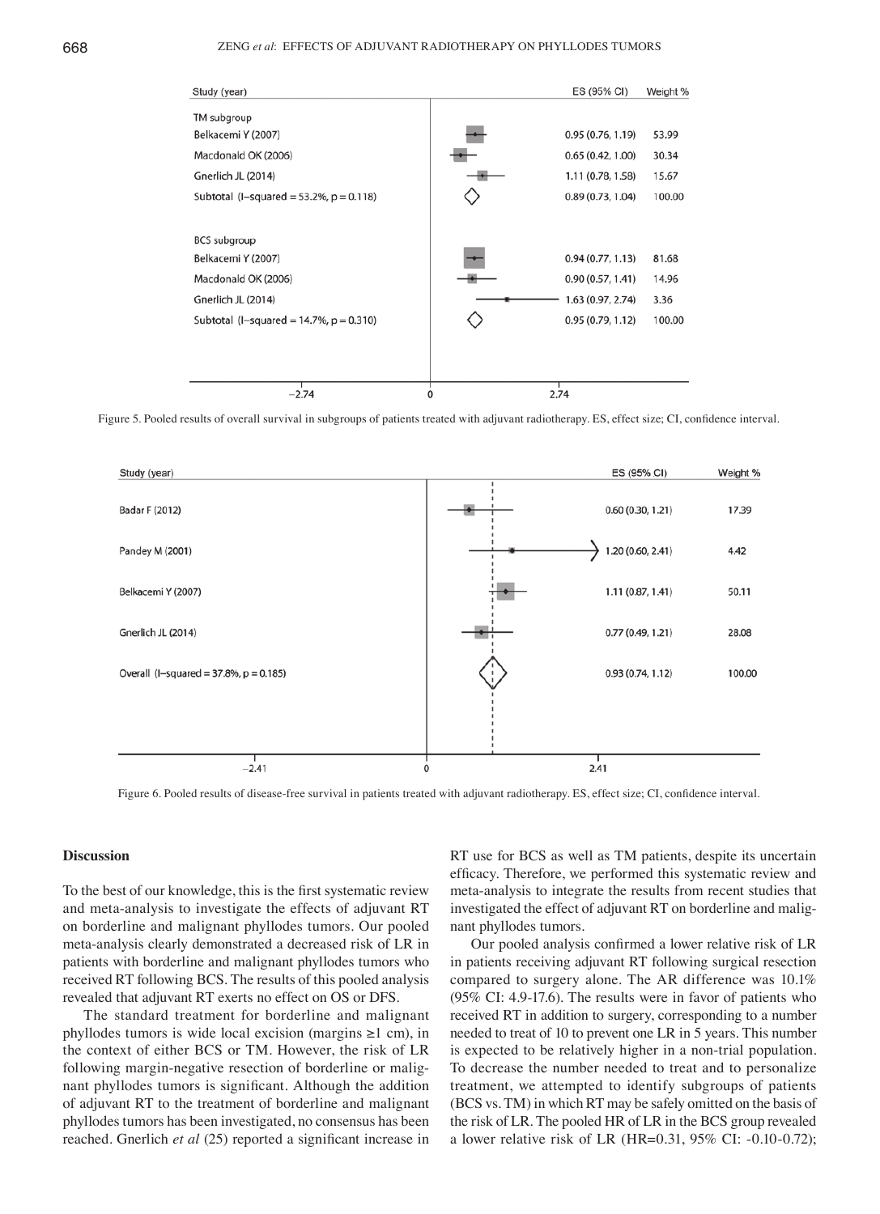| Study (year) | ES (95% CI) | Weight % |
|---|---|---|
| **TM subgroup** | | |
| Belkacemi Y (2007) | 0.95 (0.76, 1.19) | 53.99 |
| Macdonald OK (2006) | 0.65 (0.42, 1.00) | 30.34 |
| Gnerlich JL (2014) | 1.11 (0.78, 1.58) | 15.67 |
| Subtotal (I-squared = 53.2%, p = 0.118) | 0.89 (0.73, 1.04) | 100.00 |
| **BCS subgroup** | | |
| Belkacemi Y (2007) | 0.94 (0.77, 1.13) | 81.68 |
| Macdonald OK (2006) | 0.90 (0.57, 1.41) | 14.96 |
| Gnerlich JL (2014) | 1.63 (0.97, 2.74) | 3.36 |
| Subtotal (I-squared = 14.7%, p = 0.310) | 0.95 (0.79, 1.12) | 100.00 |

Figure 5. Pooled results of overall survival in subgroups of patients treated with adjuvant radiotherapy. ES, effect size; CI, confidence interval.

| Study (year) | ES (95% CI) | Weight % |
|---|---|---|
| Badar F (2012) | 0.60 (0.30, 1.21) | 17.39 |
| Pandey M (2001) | 1.20 (0.60, 2.41) | 4.42 |
| Belkacemi Y (2007) | 1.11 (0.87, 1.41) | 50.11 |
| Gnerlich JL (2014) | 0.77 (0.49, 1.21) | 28.08 |
| Overall (I-squared = 37.8%, p = 0.185) | 0.93 (0.74, 1.12) | 100.00 |

Figure 6. Pooled results of disease-free survival in patients treated with adjuvant radiotherapy. ES, effect size; CI, confidence interval.

## Discussion

To the best of our knowledge, this is the first systematic review and meta-analysis to investigate the effects of adjuvant RT on borderline and malignant phyllodes tumors. Our pooled meta-analysis clearly demonstrated a decreased risk of LR in patients with borderline and malignant phyllodes tumors who received RT following BCS. The results of this pooled analysis revealed that adjuvant RT exerts no effect on OS or DFS.

The standard treatment for borderline and malignant phyllodes tumors is wide local excision (margins ≥1 cm), in the context of either BCS or TM. However, the risk of LR following margin-negative resection of borderline or malignant phyllodes tumors is significant. Although the addition of adjuvant RT to the treatment of borderline and malignant phyllodes tumors has been investigated, no consensus has been reached. Gnerlich *et al* (25) reported a significant increase in RT use for BCS as well as TM patients, despite its uncertain efficacy. Therefore, we performed this systematic review and meta-analysis to integrate the results from recent studies that investigated the effect of adjuvant RT on borderline and malignant phyllodes tumors.

Our pooled analysis confirmed a lower relative risk of LR in patients receiving adjuvant RT following surgical resection compared to surgery alone. The AR difference was 10.1% (95% CI: 4.9-17.6). The results were in favor of patients who received RT in addition to surgery, corresponding to a number needed to treat of 10 to prevent one LR in 5 years. This number is expected to be relatively higher in a non-trial population. To decrease the number needed to treat and to personalize treatment, we attempted to identify subgroups of patients (BCS vs. TM) in which RT may be safely omitted on the basis of the risk of LR. The pooled HR of LR in the BCS group revealed a lower relative risk of LR (HR=0.31, 95% CI: -0.10-0.72);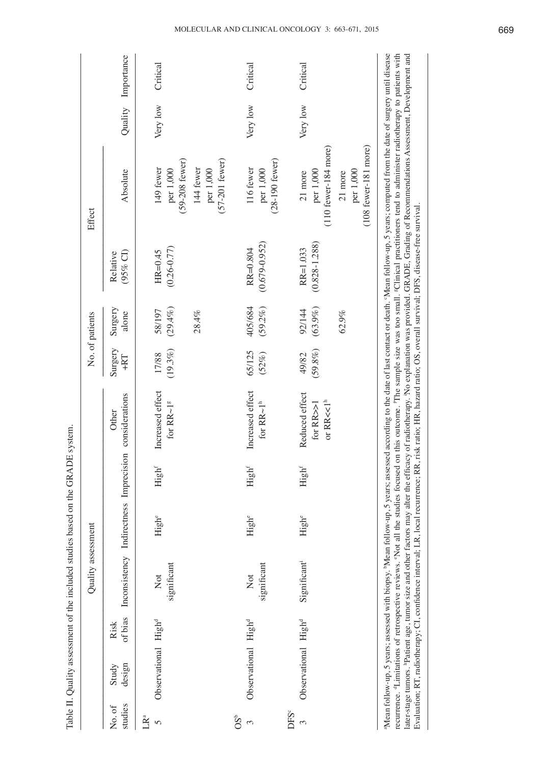Table II. Quality assessment of the included studies based on the GRADE system.

| | Quality assessment | | | | | | | No. of patients | | Effect | | | |
|---|---|---|---|---|---|---|---|---|---|---|---|---|---|
| No. of studies | Study design | Risk of bias | Inconsistency | Indirectness | Imprecision | Other considerations | Surgery +RT | Surgery alone | Relative (95% CI) | Absolute | Quality | Importance |
| LR[a] | | | | | | | | | | | | |
| 5 | Observational | High[d] | Not significant | High[e] | High[f] | Increased effect for RR~1[g] | 17/88 (19.3%) | 58/197 (29.4%) | HR=0.45 (0.26-0.77) | 149 fewer per 1,000 (59-208 fewer) | Very low | Critical |
| | | | | | | | | 28.4% | | 144 fewer per 1,000 (57-201 fewer) | | |
| OS[b] | | | | | | | | | | | | |
| 3 | Observational | High[d] | Not significant | High[e] | High[f] | Increased effect for RR~1[h] | 65/125 (52%) | 405/684 (59.2%) | RR=0.804 (0.679-0.952) | 116 fewer per 1,000 (28-190 fewer) | Very low | Critical |
| DFS[c] | | | | | | | | | | | | |
| 3 | Observational | High[d] | Significant[i] | High[e] | High[f] | Reduced effect for RR>>1 or RR<<1[h] | 49/82 (59.8%) | 92/144 (63.9%) | RR=1.033 (0.828-1.288) | 21 more per 1,000 (110 fewer-184 more) | Very low | Critical |
| | | | | | | | | 62.9% | | 21 more per 1,000 (108 fewer-181 more) | | |

[a]Mean follow-up, 5 years; assessed with biopsy. [b]Mean follow-up, 5 years; assessed according to the date of last contact or death. [c]Mean follow-up, 5 years; computed from the date of surgery until disease recurrence. [d]Limitations of retrospective reviews. [e]Not all the studies focused on this outcome. [f]The sample size was too small. [g]Clinical practitioners tend to administer radiotherapy to patients with later-stage tumors. [h]Patient age, tumor size and other factors may alter the efficacy of radiotherapy. [i]No explanation was provided. GRADE, Grading of Recommendations Assessment, Development and Evaluation; RT, radiotherapy; CI, confidence interval; LR, local recurrence; RR, risk ratio; HR, hazard ratio; OS, overall survival; DFS, disease-free survival.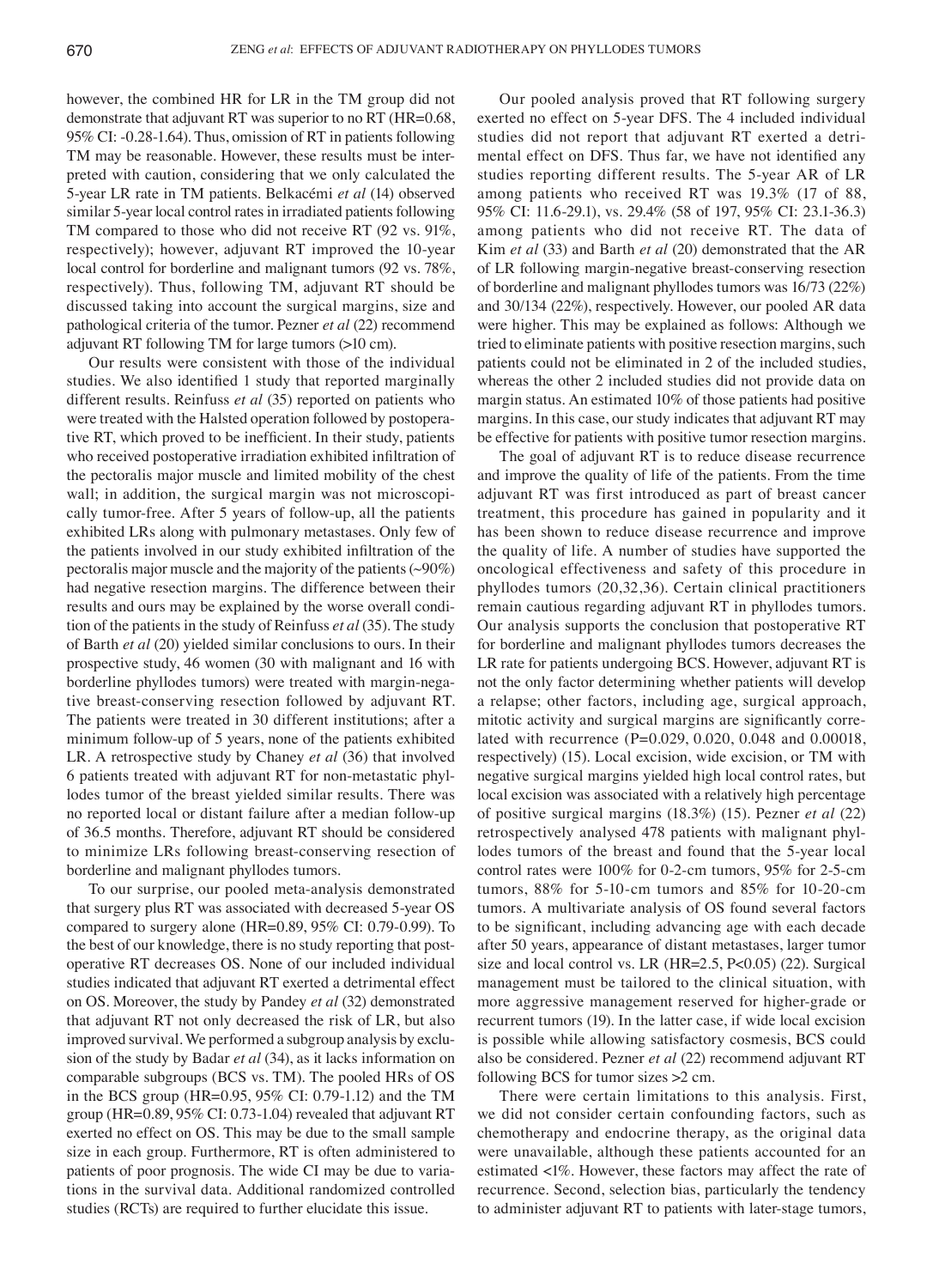however, the combined HR for LR in the TM group did not demonstrate that adjuvant RT was superior to no RT (HR=0.68, 95% CI: -0.28-1.64). Thus, omission of RT in patients following TM may be reasonable. However, these results must be interpreted with caution, considering that we only calculated the 5-year LR rate in TM patients. Belkacémi *et al* (14) observed similar 5-year local control rates in irradiated patients following TM compared to those who did not receive RT (92 vs. 91%, respectively); however, adjuvant RT improved the 10-year local control for borderline and malignant tumors (92 vs. 78%, respectively). Thus, following TM, adjuvant RT should be discussed taking into account the surgical margins, size and pathological criteria of the tumor. Pezner *et al* (22) recommend adjuvant RT following TM for large tumors (>10 cm).

Our results were consistent with those of the individual studies. We also identified 1 study that reported marginally different results. Reinfuss *et al* (35) reported on patients who were treated with the Halsted operation followed by postoperative RT, which proved to be inefficient. In their study, patients who received postoperative irradiation exhibited infiltration of the pectoralis major muscle and limited mobility of the chest wall; in addition, the surgical margin was not microscopically tumor-free. After 5 years of follow-up, all the patients exhibited LRs along with pulmonary metastases. Only few of the patients involved in our study exhibited infiltration of the pectoralis major muscle and the majority of the patients (~90%) had negative resection margins. The difference between their results and ours may be explained by the worse overall condition of the patients in the study of Reinfuss *et al* (35). The study of Barth *et al* (20) yielded similar conclusions to ours. In their prospective study, 46 women (30 with malignant and 16 with borderline phyllodes tumors) were treated with margin-negative breast-conserving resection followed by adjuvant RT. The patients were treated in 30 different institutions; after a minimum follow-up of 5 years, none of the patients exhibited LR. A retrospective study by Chaney *et al* (36) that involved 6 patients treated with adjuvant RT for non-metastatic phyllodes tumor of the breast yielded similar results. There was no reported local or distant failure after a median follow-up of 36.5 months. Therefore, adjuvant RT should be considered to minimize LRs following breast-conserving resection of borderline and malignant phyllodes tumors.

To our surprise, our pooled meta-analysis demonstrated that surgery plus RT was associated with decreased 5-year OS compared to surgery alone (HR=0.89, 95% CI: 0.79-0.99). To the best of our knowledge, there is no study reporting that postoperative RT decreases OS. None of our included individual studies indicated that adjuvant RT exerted a detrimental effect on OS. Moreover, the study by Pandey *et al* (32) demonstrated that adjuvant RT not only decreased the risk of LR, but also improved survival. We performed a subgroup analysis by exclusion of the study by Badar *et al* (34), as it lacks information on comparable subgroups (BCS vs. TM). The pooled HRs of OS in the BCS group (HR=0.95, 95% CI: 0.79-1.12) and the TM group (HR=0.89, 95% CI: 0.73-1.04) revealed that adjuvant RT exerted no effect on OS. This may be due to the small sample size in each group. Furthermore, RT is often administered to patients of poor prognosis. The wide CI may be due to variations in the survival data. Additional randomized controlled studies (RCTs) are required to further elucidate this issue.

Our pooled analysis proved that RT following surgery exerted no effect on 5-year DFS. The 4 included individual studies did not report that adjuvant RT exerted a detrimental effect on DFS. Thus far, we have not identified any studies reporting different results. The 5-year AR of LR among patients who received RT was 19.3% (17 of 88, 95% CI: 11.6-29.1), vs. 29.4% (58 of 197, 95% CI: 23.1-36.3) among patients who did not receive RT. The data of Kim *et al* (33) and Barth *et al* (20) demonstrated that the AR of LR following margin-negative breast-conserving resection of borderline and malignant phyllodes tumors was 16/73 (22%) and 30/134 (22%), respectively. However, our pooled AR data were higher. This may be explained as follows: Although we tried to eliminate patients with positive resection margins, such patients could not be eliminated in 2 of the included studies, whereas the other 2 included studies did not provide data on margin status. An estimated 10% of those patients had positive margins. In this case, our study indicates that adjuvant RT may be effective for patients with positive tumor resection margins.

The goal of adjuvant RT is to reduce disease recurrence and improve the quality of life of the patients. From the time adjuvant RT was first introduced as part of breast cancer treatment, this procedure has gained in popularity and it has been shown to reduce disease recurrence and improve the quality of life. A number of studies have supported the oncological effectiveness and safety of this procedure in phyllodes tumors (20,32,36). Certain clinical practitioners remain cautious regarding adjuvant RT in phyllodes tumors. Our analysis supports the conclusion that postoperative RT for borderline and malignant phyllodes tumors decreases the LR rate for patients undergoing BCS. However, adjuvant RT is not the only factor determining whether patients will develop a relapse; other factors, including age, surgical approach, mitotic activity and surgical margins are significantly correlated with recurrence (P=0.029, 0.020, 0.048 and 0.00018, respectively) (15). Local excision, wide excision, or TM with negative surgical margins yielded high local control rates, but local excision was associated with a relatively high percentage of positive surgical margins (18.3%) (15). Pezner *et al* (22) retrospectively analysed 478 patients with malignant phyllodes tumors of the breast and found that the 5-year local control rates were 100% for 0-2-cm tumors, 95% for 2-5-cm tumors, 88% for 5-10-cm tumors and 85% for 10-20-cm tumors. A multivariate analysis of OS found several factors to be significant, including advancing age with each decade after 50 years, appearance of distant metastases, larger tumor size and local control vs. LR (HR=2.5, P<0.05) (22). Surgical management must be tailored to the clinical situation, with more aggressive management reserved for higher-grade or recurrent tumors (19). In the latter case, if wide local excision is possible while allowing satisfactory cosmesis, BCS could also be considered. Pezner *et al* (22) recommend adjuvant RT following BCS for tumor sizes >2 cm.

There were certain limitations to this analysis. First, we did not consider certain confounding factors, such as chemotherapy and endocrine therapy, as the original data were unavailable, although these patients accounted for an estimated <1%. However, these factors may affect the rate of recurrence. Second, selection bias, particularly the tendency to administer adjuvant RT to patients with later-stage tumors,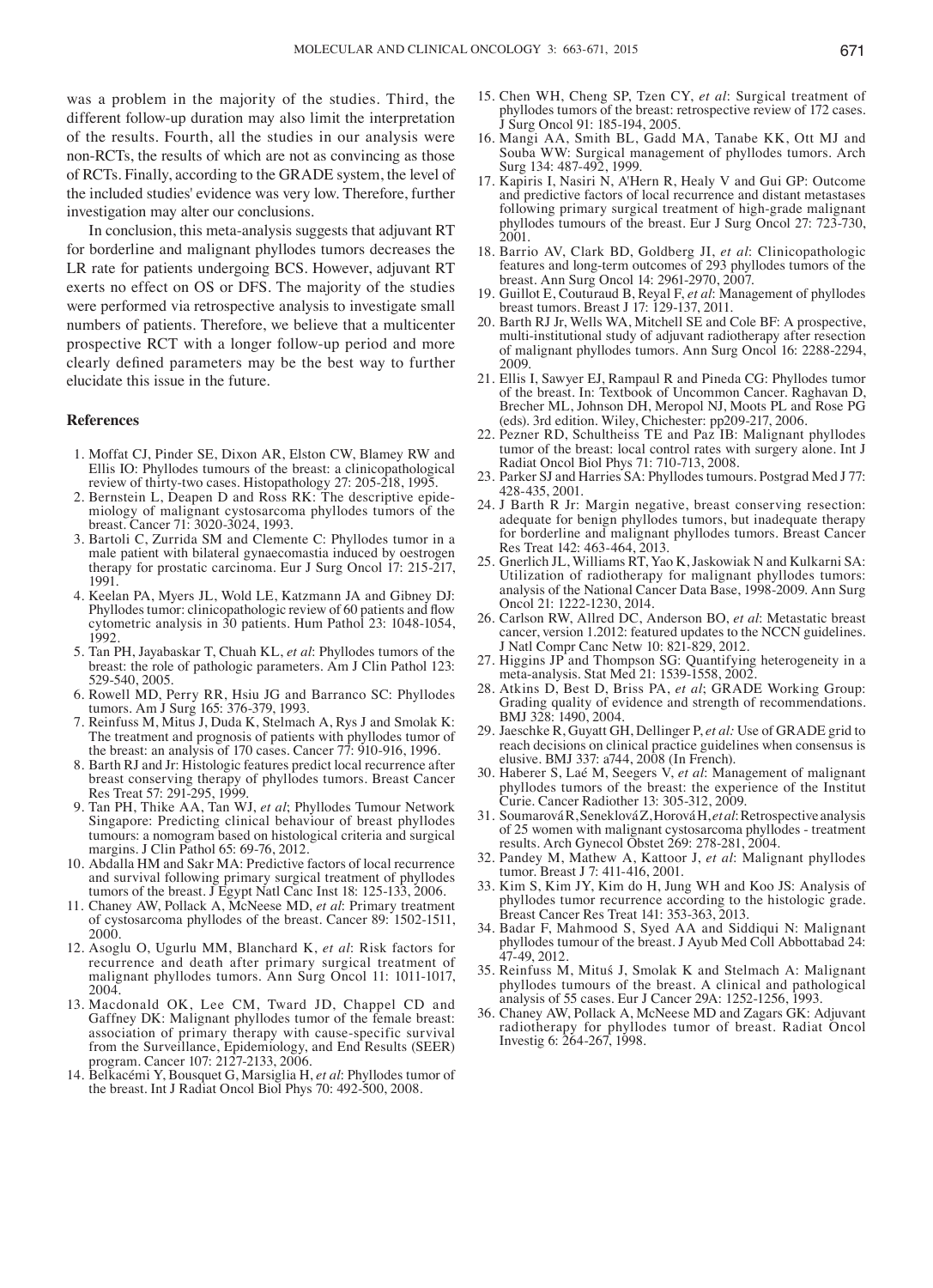was a problem in the majority of the studies. Third, the different follow-up duration may also limit the interpretation of the results. Fourth, all the studies in our analysis were non-RCTs, the results of which are not as convincing as those of RCTs. Finally, according to the GRADE system, the level of the included studies' evidence was very low. Therefore, further investigation may alter our conclusions.

In conclusion, this meta-analysis suggests that adjuvant RT for borderline and malignant phyllodes tumors decreases the LR rate for patients undergoing BCS. However, adjuvant RT exerts no effect on OS or DFS. The majority of the studies were performed via retrospective analysis to investigate small numbers of patients. Therefore, we believe that a multicenter prospective RCT with a longer follow-up period and more clearly defined parameters may be the best way to further elucidate this issue in the future.

## References

1. Moffat CJ, Pinder SE, Dixon AR, Elston CW, Blamey RW and Ellis IO: Phyllodes tumours of the breast: a clinicopathological review of thirty-two cases. Histopathology 27: 205-218, 1995.
2. Bernstein L, Deapen D and Ross RK: The descriptive epidemiology of malignant cystosarcoma phyllodes tumors of the breast. Cancer 71: 3020-3024, 1993.
3. Bartoli C, Zurrida SM and Clemente C: Phyllodes tumor in a male patient with bilateral gynaecomastia induced by oestrogen therapy for prostatic carcinoma. Eur J Surg Oncol 17: 215-217, 1991.
4. Keelan PA, Myers JL, Wold LE, Katzmann JA and Gibney DJ: Phyllodes tumor: clinicopathologic review of 60 patients and flow cytometric analysis in 30 patients. Hum Pathol 23: 1048-1054, 1992.
5. Tan PH, Jayabaskar T, Chuah KL, *et al*: Phyllodes tumors of the breast: the role of pathologic parameters. Am J Clin Pathol 123: 529-540, 2005.
6. Rowell MD, Perry RR, Hsiu JG and Barranco SC: Phyllodes tumors. Am J Surg 165: 376-379, 1993.
7. Reinfuss M, Mitus J, Duda K, Stelmach A, Rys J and Smolak K: The treatment and prognosis of patients with phyllodes tumor of the breast: an analysis of 170 cases. Cancer 77: 910-916, 1996.
8. Barth RJ and Jr: Histologic features predict local recurrence after breast conserving therapy of phyllodes tumors. Breast Cancer Res Treat 57: 291-295, 1999.
9. Tan PH, Thike AA, Tan WJ, *et al*; Phyllodes Tumour Network Singapore: Predicting clinical behaviour of breast phyllodes tumours: a nomogram based on histological criteria and surgical margins. J Clin Pathol 65: 69-76, 2012.
10. Abdalla HM and Sakr MA: Predictive factors of local recurrence and survival following primary surgical treatment of phyllodes tumors of the breast. J Egypt Natl Canc Inst 18: 125-133, 2006.
11. Chaney AW, Pollack A, McNeese MD, *et al*: Primary treatment of cystosarcoma phyllodes of the breast. Cancer 89: 1502-1511, 2000.
12. Asoglu O, Ugurlu MM, Blanchard K, *et al*: Risk factors for recurrence and death after primary surgical treatment of malignant phyllodes tumors. Ann Surg Oncol 11: 1011-1017, 2004.
13. Macdonald OK, Lee CM, Tward JD, Chappel CD and Gaffney DK: Malignant phyllodes tumor of the female breast: association of primary therapy with cause-specific survival from the Surveillance, Epidemiology, and End Results (SEER) program. Cancer 107: 2127-2133, 2006.
14. Belkacémi Y, Bousquet G, Marsiglia H, *et al*: Phyllodes tumor of the breast. Int J Radiat Oncol Biol Phys 70: 492-500, 2008.
15. Chen WH, Cheng SP, Tzen CY, *et al*: Surgical treatment of phyllodes tumors of the breast: retrospective review of 172 cases. J Surg Oncol 91: 185-194, 2005.
16. Mangi AA, Smith BL, Gadd MA, Tanabe KK, Ott MJ and Souba WW: Surgical management of phyllodes tumors. Arch Surg 134: 487-492, 1999.
17. Kapiris I, Nasiri N, A'Hern R, Healy V and Gui GP: Outcome and predictive factors of local recurrence and distant metastases following primary surgical treatment of high-grade malignant phyllodes tumours of the breast. Eur J Surg Oncol 27: 723-730, 2001.
18. Barrio AV, Clark BD, Goldberg JI, *et al*: Clinicopathologic features and long-term outcomes of 293 phyllodes tumors of the breast. Ann Surg Oncol 14: 2961-2970, 2007.
19. Guillot E, Couturaud B, Reyal F, *et al*: Management of phyllodes breast tumors. Breast J 17: 129-137, 2011.
20. Barth RJ Jr, Wells WA, Mitchell SE and Cole BF: A prospective, multi-institutional study of adjuvant radiotherapy after resection of malignant phyllodes tumors. Ann Surg Oncol 16: 2288-2294, 2009.
21. Ellis I, Sawyer EJ, Rampaul R and Pineda CG: Phyllodes tumor of the breast. In: Textbook of Uncommon Cancer. Raghavan D, Brecher ML, Johnson DH, Meropol NJ, Moots PL and Rose PG (eds). 3rd edition. Wiley, Chichester: pp209-217, 2006.
22. Pezner RD, Schultheiss TE and Paz IB: Malignant phyllodes tumor of the breast: local control rates with surgery alone. Int J Radiat Oncol Biol Phys 71: 710-713, 2008.
23. Parker SJ and Harries SA: Phyllodes tumours. Postgrad Med J 77: 428-435, 2001.
24. J Barth R Jr: Margin negative, breast conserving resection: adequate for benign phyllodes tumors, but inadequate therapy for borderline and malignant phyllodes tumors. Breast Cancer Res Treat 142: 463-464, 2013.
25. Gnerlich JL, Williams RT, Yao K, Jaskowiak N and Kulkarni SA: Utilization of radiotherapy for malignant phyllodes tumors: analysis of the National Cancer Data Base, 1998-2009. Ann Surg Oncol 21: 1222-1230, 2014.
26. Carlson RW, Allred DC, Anderson BO, *et al*: Metastatic breast cancer, version 1.2012: featured updates to the NCCN guidelines. J Natl Compr Canc Netw 10: 821-829, 2012.
27. Higgins JP and Thompson SG: Quantifying heterogeneity in a meta-analysis. Stat Med 21: 1539-1558, 2002.
28. Atkins D, Best D, Briss PA, *et al*; GRADE Working Group: Grading quality of evidence and strength of recommendations. BMJ 328: 1490, 2004.
29. Jaeschke R, Guyatt GH, Dellinger P, *et al*: Use of GRADE grid to reach decisions on clinical practice guidelines when consensus is elusive. BMJ 337: a744, 2008 (In French).
30. Haberer S, Laé M, Seegers V, *et al*: Management of malignant phyllodes tumors of the breast: the experience of the Institut Curie. Cancer Radiother 13: 305-312, 2009.
31. Soumarová R, Seneklová Z, Horová H, *et al*: Retrospective analysis of 25 women with malignant cystosarcoma phyllodes - treatment results. Arch Gynecol Obstet 269: 278-281, 2004.
32. Pandey M, Mathew A, Kattoor J, *et al*: Malignant phyllodes tumor. Breast J 7: 411-416, 2001.
33. Kim S, Kim JY, Kim do H, Jung WH and Koo JS: Analysis of phyllodes tumor recurrence according to the histologic grade. Breast Cancer Res Treat 141: 353-363, 2013.
34. Badar F, Mahmood S, Syed AA and Siddiqui N: Malignant phyllodes tumour of the breast. J Ayub Med Coll Abbottabad 24: 47-49, 2012.
35. Reinfuss M, Mituś J, Smolak K and Stelmach A: Malignant phyllodes tumours of the breast. A clinical and pathological analysis of 55 cases. Eur J Cancer 29A: 1252-1256, 1993.
36. Chaney AW, Pollack A, McNeese MD and Zagars GK: Adjuvant radiotherapy for phyllodes tumor of breast. Radiat Oncol Investig 6: 264-267, 1998.